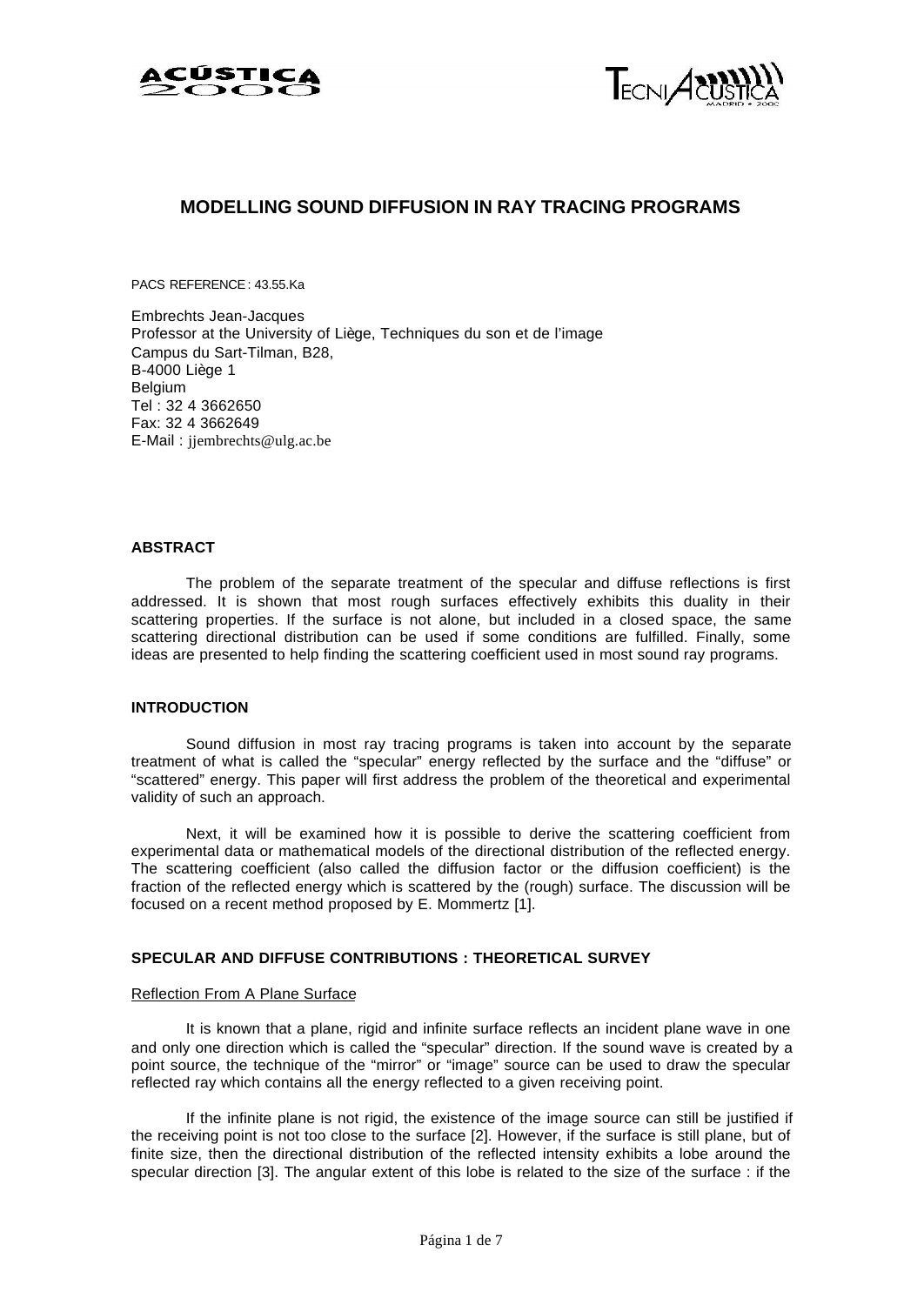# MODELLING SOUND DIFFUSION IN RAY TRACING PROGRAMS

PACS REFERENCE: 43.55.Ka

Embrechts Jean-Jacques
Professor at the University of Liège, Techniques du son et de l'image
Campus du Sart-Tilman, B28,
B-4000 Liège 1
Belgium
Tel : 32 4 3662650
Fax: 32 4 3662649
E-Mail : jjembrechts@ulg.ac.be

## ABSTRACT

The problem of the separate treatment of the specular and diffuse reflections is first addressed. It is shown that most rough surfaces effectively exhibits this duality in their scattering properties. If the surface is not alone, but included in a closed space, the same scattering directional distribution can be used if some conditions are fulfilled. Finally, some ideas are presented to help finding the scattering coefficient used in most sound ray programs.

## INTRODUCTION

Sound diffusion in most ray tracing programs is taken into account by the separate treatment of what is called the "specular" energy reflected by the surface and the "diffuse" or "scattered" energy. This paper will first address the problem of the theoretical and experimental validity of such an approach.

Next, it will be examined how it is possible to derive the scattering coefficient from experimental data or mathematical models of the directional distribution of the reflected energy. The scattering coefficient (also called the diffusion factor or the diffusion coefficient) is the fraction of the reflected energy which is scattered by the (rough) surface. The discussion will be focused on a recent method proposed by E. Mommertz [1].

## SPECULAR AND DIFFUSE CONTRIBUTIONS : THEORETICAL SURVEY

### Reflection From A Plane Surface

It is known that a plane, rigid and infinite surface reflects an incident plane wave in one and only one direction which is called the "specular" direction. If the sound wave is created by a point source, the technique of the "mirror" or "image" source can be used to draw the specular reflected ray which contains all the energy reflected to a given receiving point.

If the infinite plane is not rigid, the existence of the image source can still be justified if the receiving point is not too close to the surface [2]. However, if the surface is still plane, but of finite size, then the directional distribution of the reflected intensity exhibits a lobe around the specular direction [3]. The angular extent of this lobe is related to the size of the surface : if the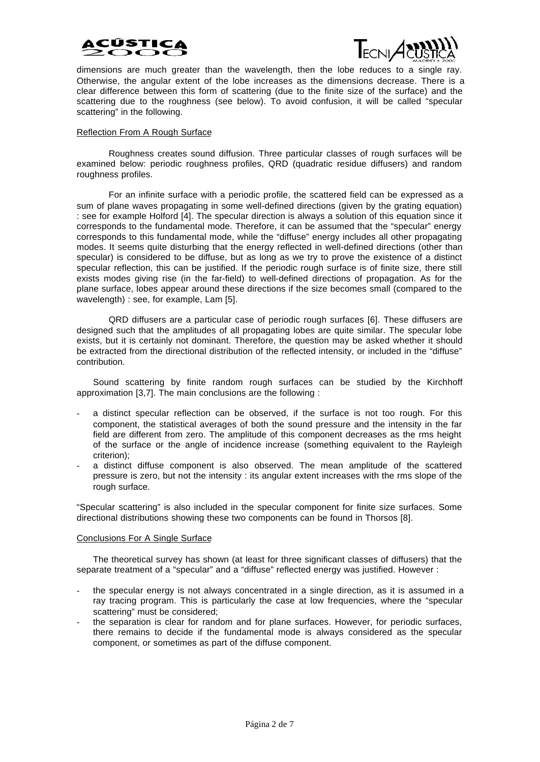dimensions are much greater than the wavelength, then the lobe reduces to a single ray. Otherwise, the angular extent of the lobe increases as the dimensions decrease. There is a clear difference between this form of scattering (due to the finite size of the surface) and the scattering due to the roughness (see below). To avoid confusion, it will be called "specular scattering" in the following.

### Reflection From A Rough Surface

Roughness creates sound diffusion. Three particular classes of rough surfaces will be examined below: periodic roughness profiles, QRD (quadratic residue diffusers) and random roughness profiles.

For an infinite surface with a periodic profile, the scattered field can be expressed as a sum of plane waves propagating in some well-defined directions (given by the grating equation) : see for example Holford [4]. The specular direction is always a solution of this equation since it corresponds to the fundamental mode. Therefore, it can be assumed that the "specular" energy corresponds to this fundamental mode, while the "diffuse" energy includes all other propagating modes. It seems quite disturbing that the energy reflected in well-defined directions (other than specular) is considered to be diffuse, but as long as we try to prove the existence of a distinct specular reflection, this can be justified. If the periodic rough surface is of finite size, there still exists modes giving rise (in the far-field) to well-defined directions of propagation. As for the plane surface, lobes appear around these directions if the size becomes small (compared to the wavelength) : see, for example, Lam [5].

QRD diffusers are a particular case of periodic rough surfaces [6]. These diffusers are designed such that the amplitudes of all propagating lobes are quite similar. The specular lobe exists, but it is certainly not dominant. Therefore, the question may be asked whether it should be extracted from the directional distribution of the reflected intensity, or included in the "diffuse" contribution.

Sound scattering by finite random rough surfaces can be studied by the Kirchhoff approximation [3,7]. The main conclusions are the following :

- a distinct specular reflection can be observed, if the surface is not too rough. For this component, the statistical averages of both the sound pressure and the intensity in the far field are different from zero. The amplitude of this component decreases as the rms height of the surface or the angle of incidence increase (something equivalent to the Rayleigh criterion);
- a distinct diffuse component is also observed. The mean amplitude of the scattered pressure is zero, but not the intensity : its angular extent increases with the rms slope of the rough surface.

"Specular scattering" is also included in the specular component for finite size surfaces. Some directional distributions showing these two components can be found in Thorsos [8].

### Conclusions For A Single Surface

The theoretical survey has shown (at least for three significant classes of diffusers) that the separate treatment of a "specular" and a "diffuse" reflected energy was justified. However :

- the specular energy is not always concentrated in a single direction, as it is assumed in a ray tracing program. This is particularly the case at low frequencies, where the "specular scattering" must be considered;
- the separation is clear for random and for plane surfaces. However, for periodic surfaces, there remains to decide if the fundamental mode is always considered as the specular component, or sometimes as part of the diffuse component.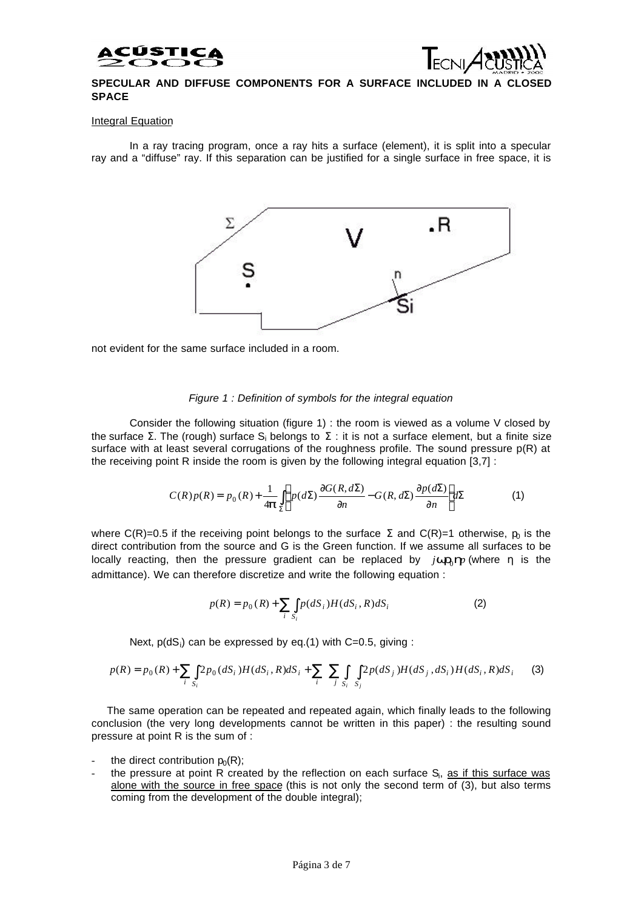**SPECULAR AND DIFFUSE COMPONENTS FOR A SURFACE INCLUDED IN A CLOSED SPACE**

Integral Equation

In a ray tracing program, once a ray hits a surface (element), it is split into a specular ray and a "diffuse" ray. If this separation can be justified for a single surface in free space, it is not evident for the same surface included in a room.

*Figure 1 : Definition of symbols for the integral equation*

Consider the following situation (figure 1) : the room is viewed as a volume V closed by the surface $\Sigma$. The (rough) surface $S_i$ belongs to $\Sigma$ : it is not a surface element, but a finite size surface with at least several corrugations of the roughness profile. The sound pressure p(R) at the receiving point R inside the room is given by the following integral equation [3,7] :

$$C(R)p(R) = p_0(R) + \frac{1}{4\pi}\int_{\Sigma}\left[p(d\Sigma)\frac{\partial G(R,d\Sigma)}{\partial n} - G(R,d\Sigma)\frac{\partial p(d\Sigma)}{\partial n}\right]d\Sigma \qquad (1)$$

where C(R)=0.5 if the receiving point belongs to the surface $\Sigma$ and C(R)=1 otherwise, $p_0$ is the direct contribution from the source and G is the Green function. If we assume all surfaces to be locally reacting, then the pressure gradient can be replaced by $j\omega\rho_0\eta p$ (where $\eta$ is the admittance). We can therefore discretize and write the following equation :

$$p(R) = p_0(R) + \sum_i \int_{S_i} p(dS_i)H(dS_i,R)dS_i \qquad (2)$$

Next, $p(dS_i)$ can be expressed by eq.(1) with C=0.5, giving :

$$p(R) = p_0(R) + \sum_i \int_{S_i} 2p_0(dS_i)H(dS_i,R)dS_i + \sum_i \sum_j \int_{S_i}\int_{S_j} 2p(dS_j)H(dS_j,dS_i)H(dS_i,R)dS_i \qquad (3)$$

The same operation can be repeated and repeated again, which finally leads to the following conclusion (the very long developments cannot be written in this paper) : the resulting sound pressure at point R is the sum of :

- the direct contribution $p_0(R)$;
- the pressure at point R created by the reflection on each surface $S_i$, as if this surface was alone with the source in free space (this is not only the second term of (3), but also terms coming from the development of the double integral);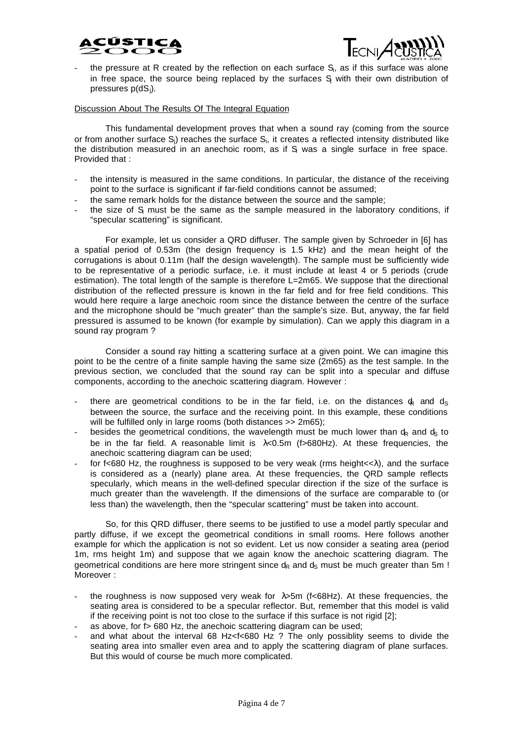- the pressure at R created by the reflection on each surface $S_i$, as if this surface was alone in free space, the source being replaced by the surfaces $S_j$ with their own distribution of pressures $p(dS_j)$.

Discussion About The Results Of The Integral Equation

This fundamental development proves that when a sound ray (coming from the source or from another surface $S_j$) reaches the surface $S_i$, it creates a reflected intensity distributed like the distribution measured in an anechoic room, as if $S_i$ was a single surface in free space. Provided that :

- the intensity is measured in the same conditions. In particular, the distance of the receiving point to the surface is significant if far-field conditions cannot be assumed;
- the same remark holds for the distance between the source and the sample;
- the size of $S_i$ must be the same as the sample measured in the laboratory conditions, if "specular scattering" is significant.

For example, let us consider a QRD diffuser. The sample given by Schroeder in [6] has a spatial period of 0.53m (the design frequency is 1.5 kHz) and the mean height of the corrugations is about 0.11m (half the design wavelength). The sample must be sufficiently wide to be representative of a periodic surface, i.e. it must include at least 4 or 5 periods (crude estimation). The total length of the sample is therefore L=2m65. We suppose that the directional distribution of the reflected pressure is known in the far field and for free field conditions. This would here require a large anechoic room since the distance between the centre of the surface and the microphone should be "much greater" than the sample's size. But, anyway, the far field pressured is assumed to be known (for example by simulation). Can we apply this diagram in a sound ray program ?

Consider a sound ray hitting a scattering surface at a given point. We can imagine this point to be the centre of a finite sample having the same size (2m65) as the test sample. In the previous section, we concluded that the sound ray can be split into a specular and diffuse components, according to the anechoic scattering diagram. However :

- there are geometrical conditions to be in the far field, i.e. on the distances $d_R$ and $d_S$ between the source, the surface and the receiving point. In this example, these conditions will be fulfilled only in large rooms (both distances >> 2m65);
- besides the geometrical conditions, the wavelength must be much lower than $d_R$ and $d_S$ to be in the far field. A reasonable limit is $\lambda$<0.5m (f>680Hz). At these frequencies, the anechoic scattering diagram can be used;
- for f<680 Hz, the roughness is supposed to be very weak (rms height<<$\lambda$), and the surface is considered as a (nearly) plane area. At these frequencies, the QRD sample reflects specularly, which means in the well-defined specular direction if the size of the surface is much greater than the wavelength. If the dimensions of the surface are comparable to (or less than) the wavelength, then the "specular scattering" must be taken into account.

So, for this QRD diffuser, there seems to be justified to use a model partly specular and partly diffuse, if we except the geometrical conditions in small rooms. Here follows another example for which the application is not so evident. Let us now consider a seating area (period 1m, rms height 1m) and suppose that we again know the anechoic scattering diagram. The geometrical conditions are here more stringent since $d_R$ and $d_S$ must be much greater than 5m ! Moreover :

- the roughness is now supposed very weak for $\lambda$>5m (f<68Hz). At these frequencies, the seating area is considered to be a specular reflector. But, remember that this model is valid if the receiving point is not too close to the surface if this surface is not rigid [2];
- as above, for f> 680 Hz, the anechoic scattering diagram can be used;
- and what about the interval 68 Hz<f<680 Hz ? The only possiblity seems to divide the seating area into smaller even area and to apply the scattering diagram of plane surfaces. But this would of course be much more complicated.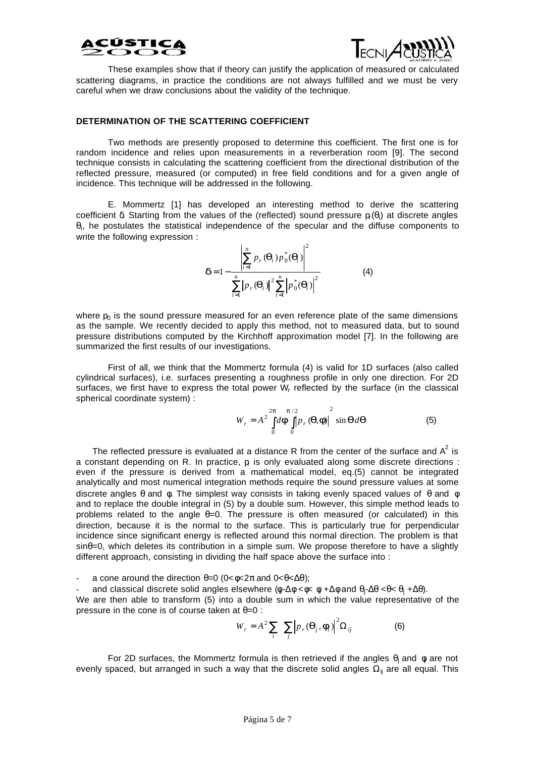These examples show that if theory can justify the application of measured or calculated scattering diagrams, in practice the conditions are not always fulfilled and we must be very careful when we draw conclusions about the validity of the technique.

## DETERMINATION OF THE SCATTERING COEFFICIENT

Two methods are presently proposed to determine this coefficient. The first one is for random incidence and relies upon measurements in a reverberation room [9]. The second technique consists in calculating the scattering coefficient from the directional distribution of the reflected pressure, measured (or computed) in free field conditions and for a given angle of incidence. This technique will be addressed in the following.

E. Mommertz [1] has developed an interesting method to derive the scattering coefficient $\delta$. Starting from the values of the (reflected) sound pressure $p_r(\theta_i)$ at discrete angles $\theta_i$, he postulates the statistical independence of the specular and the diffuse components to write the following expression :

$$\delta = 1 - \frac{\left| \sum_{i=1}^{n} p_r(\theta_i) p_0^*(\theta_i) \right|^2}{\sum_{i=1}^{n} \left| p_r(\theta_i) \right|^2 \sum_{i=1}^{n} \left| p_0^*(\theta_i) \right|^2} \qquad (4)$$

where $p_0$ is the sound pressure measured for an even reference plate of the same dimensions as the sample. We recently decided to apply this method, not to measured data, but to sound pressure distributions computed by the Kirchhoff approximation model [7]. In the following are summarized the first results of our investigations.

First of all, we think that the Mommertz formula (4) is valid for 1D surfaces (also called cylindrical surfaces), i.e. surfaces presenting a roughness profile in only one direction. For 2D surfaces, we first have to express the total power $W_r$ reflected by the surface (in the classical spherical coordinate system) :

$$W_r = A^2 \int_0^{2\pi} d\phi \int_0^{\pi/2} \left| p_r(\theta, \phi) \right|^2 \sin\theta \, d\theta \qquad (5)$$

The reflected pressure is evaluated at a distance R from the center of the surface and $A^2$ is a constant depending on R. In practice, $p_r$ is only evaluated along some discrete directions : even if the pressure is derived from a mathematical model, eq.(5) cannot be integrated analytically and most numerical integration methods require the sound pressure values at some discrete angles $\theta$ and $\phi$. The simplest way consists in taking evenly spaced values of $\theta$ and $\phi$ and to replace the double integral in (5) by a double sum. However, this simple method leads to problems related to the angle $\theta=0$. The pressure is often measured (or calculated) in this direction, because it is the normal to the surface. This is particularly true for perpendicular incidence since significant energy is reflected around this normal direction. The problem is that $\sin\theta=0$, which deletes its contribution in a simple sum. We propose therefore to have a slightly different approach, consisting in dividing the half space above the surface into :

- a cone around the direction $\theta=0$ ($0<\phi<2\pi$ and $0<\theta<\Delta\theta$);
- and classical discrete solid angles elsewhere ($\phi_i-\Delta\phi<\phi<\phi_i+\Delta\phi$ and $\theta_j-\Delta\theta<\theta<\theta_j+\Delta\theta$).

We are then able to transform (5) into a double sum in which the value representative of the pressure in the cone is of course taken at $\theta=0$ :

$$W_r = A^2 \sum_i \sum_j \left| p_r(\theta_j, \phi_i) \right|^2 \Omega_{ij} \qquad (6)$$

For 2D surfaces, the Mommertz formula is then retrieved if the angles $\theta_j$ and $\phi_i$ are not evenly spaced, but arranged in such a way that the discrete solid angles $\Omega_{ij}$ are all equal. This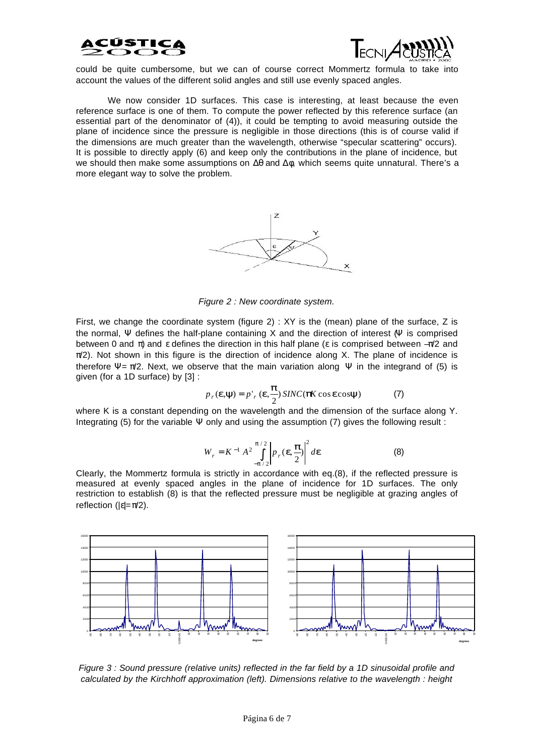could be quite cumbersome, but we can of course correct Mommertz formula to take into account the values of the different solid angles and still use evenly spaced angles.

We now consider 1D surfaces. This case is interesting, at least because the even reference surface is one of them. To compute the power reflected by this reference surface (an essential part of the denominator of (4)), it could be tempting to avoid measuring outside the plane of incidence since the pressure is negligible in those directions (this is of course valid if the dimensions are much greater than the wavelength, otherwise "specular scattering" occurs). It is possible to directly apply (6) and keep only the contributions in the plane of incidence, but we should then make some assumptions on $\Delta\theta$ and $\Delta\phi$, which seems quite unnatural. There's a more elegant way to solve the problem.

*Figure 2 : New coordinate system.*

First, we change the coordinate system (figure 2) : XY is the (mean) plane of the surface, Z is the normal, $\Psi$ defines the half-plane containing X and the direction of interest ($\Psi$ is comprised between 0 and $\pi$) and $\varepsilon$ defines the direction in this half plane ($\varepsilon$ is comprised between $-\pi/2$ and $\pi/2$). Not shown in this figure is the direction of incidence along X. The plane of incidence is therefore $\Psi = \pi/2$. Next, we observe that the main variation along $\Psi$ in the integrand of (5) is given (for a 1D surface) by [3] :

$$p_r(\varepsilon,\psi) = p'_r(\varepsilon,\frac{\pi}{2})\, SINC(\pi K \cos\varepsilon \cos\psi) \qquad (7)$$

where K is a constant depending on the wavelength and the dimension of the surface along Y. Integrating (5) for the variable $\Psi$ only and using the assumption (7) gives the following result :

$$W_r = K^{-1} A^2 \int_{-\pi/2}^{\pi/2} \left| p_r(\varepsilon,\frac{\pi}{2}) \right|^2 d\varepsilon \qquad (8)$$

Clearly, the Mommertz formula is strictly in accordance with eq.(8), if the reflected pressure is measured at evenly spaced angles in the plane of incidence for 1D surfaces. The only restriction to establish (8) is that the reflected pressure must be negligible at grazing angles of reflection ($|\varepsilon| = \pi/2$).

*Figure 3 : Sound pressure (relative units) reflected in the far field by a 1D sinusoidal profile and calculated by the Kirchhoff approximation (left). Dimensions relative to the wavelength : height*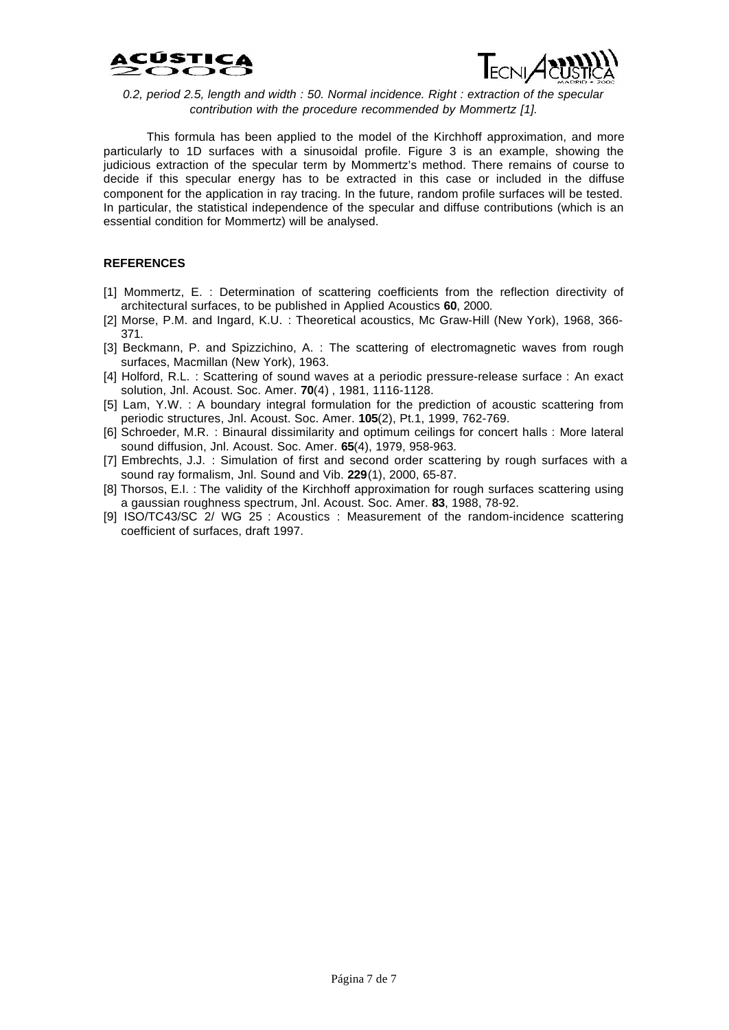*0.2, period 2.5, length and width : 50. Normal incidence. Right : extraction of the specular contribution with the procedure recommended by Mommertz [1].*

This formula has been applied to the model of the Kirchhoff approximation, and more particularly to 1D surfaces with a sinusoidal profile. Figure 3 is an example, showing the judicious extraction of the specular term by Mommertz's method. There remains of course to decide if this specular energy has to be extracted in this case or included in the diffuse component for the application in ray tracing. In the future, random profile surfaces will be tested. In particular, the statistical independence of the specular and diffuse contributions (which is an essential condition for Mommertz) will be analysed.

**REFERENCES**

[1] Mommertz, E. : Determination of scattering coefficients from the reflection directivity of architectural surfaces, to be published in Applied Acoustics **60**, 2000.

[2] Morse, P.M. and Ingard, K.U. : Theoretical acoustics, Mc Graw-Hill (New York), 1968, 366-371.

[3] Beckmann, P. and Spizzichino, A. : The scattering of electromagnetic waves from rough surfaces, Macmillan (New York), 1963.

[4] Holford, R.L. : Scattering of sound waves at a periodic pressure-release surface : An exact solution, Jnl. Acoust. Soc. Amer. **70**(4) , 1981, 1116-1128.

[5] Lam, Y.W. : A boundary integral formulation for the prediction of acoustic scattering from periodic structures, Jnl. Acoust. Soc. Amer. **105**(2), Pt.1, 1999, 762-769.

[6] Schroeder, M.R. : Binaural dissimilarity and optimum ceilings for concert halls : More lateral sound diffusion, Jnl. Acoust. Soc. Amer. **65**(4), 1979, 958-963.

[7] Embrechts, J.J. : Simulation of first and second order scattering by rough surfaces with a sound ray formalism, Jnl. Sound and Vib. **229**(1), 2000, 65-87.

[8] Thorsos, E.I. : The validity of the Kirchhoff approximation for rough surfaces scattering using a gaussian roughness spectrum, Jnl. Acoust. Soc. Amer. **83**, 1988, 78-92.

[9] ISO/TC43/SC 2/ WG 25 : Acoustics : Measurement of the random-incidence scattering coefficient of surfaces, draft 1997.